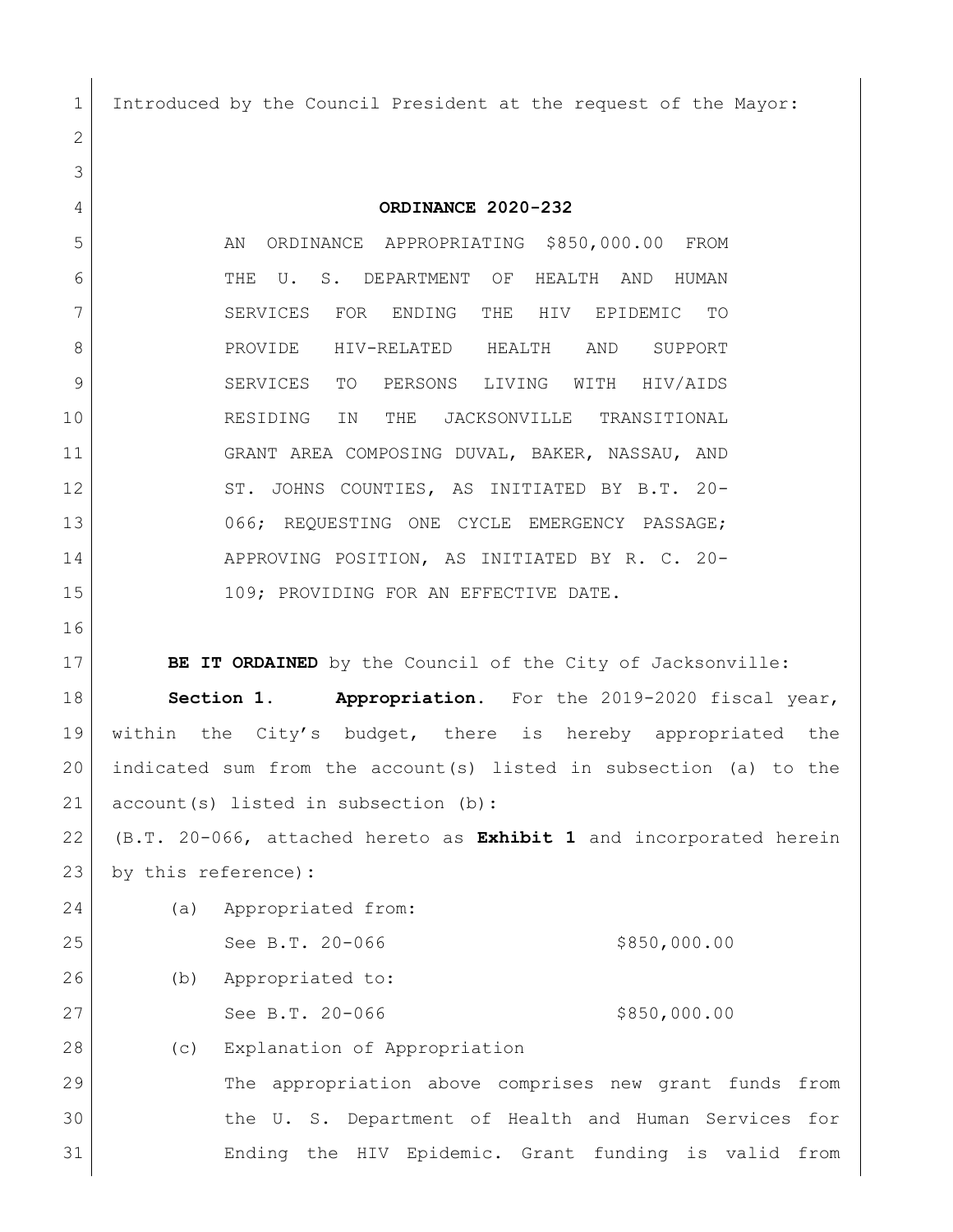Introduced by the Council President at the request of the Mayor:

**ORDINANCE 2020-232**

AN ORDINANCE APPROPRIATING $850,000.00 FROM THE U. S. DEPARTMENT OF HEALTH AND HUMAN SERVICES FOR ENDING THE HIV EPIDEMIC TO PROVIDE HIV-RELATED HEALTH AND SUPPORT SERVICES TO PERSONS LIVING WITH HIV/AIDS RESIDING IN THE JACKSONVILLE TRANSITIONAL GRANT AREA COMPOSING DUVAL, BAKER, NASSAU, AND ST. JOHNS COUNTIES, AS INITIATED BY B.T. 20-066; REQUESTING ONE CYCLE EMERGENCY PASSAGE; APPROVING POSITION, AS INITIATED BY R. C. 20-109; PROVIDING FOR AN EFFECTIVE DATE.

**BE IT ORDAINED** by the Council of the City of Jacksonville:

**Section 1. Appropriation.** For the 2019-2020 fiscal year, within the City's budget, there is hereby appropriated the indicated sum from the account(s) listed in subsection (a) to the account(s) listed in subsection (b):

(B.T. 20-066, attached hereto as **Exhibit 1** and incorporated herein by this reference):

(a) Appropriated from:

See B.T. 20-066 $850,000.00

(b) Appropriated to:

See B.T. 20-066 $850,000.00

(c) Explanation of Appropriation

The appropriation above comprises new grant funds from the U. S. Department of Health and Human Services for Ending the HIV Epidemic. Grant funding is valid from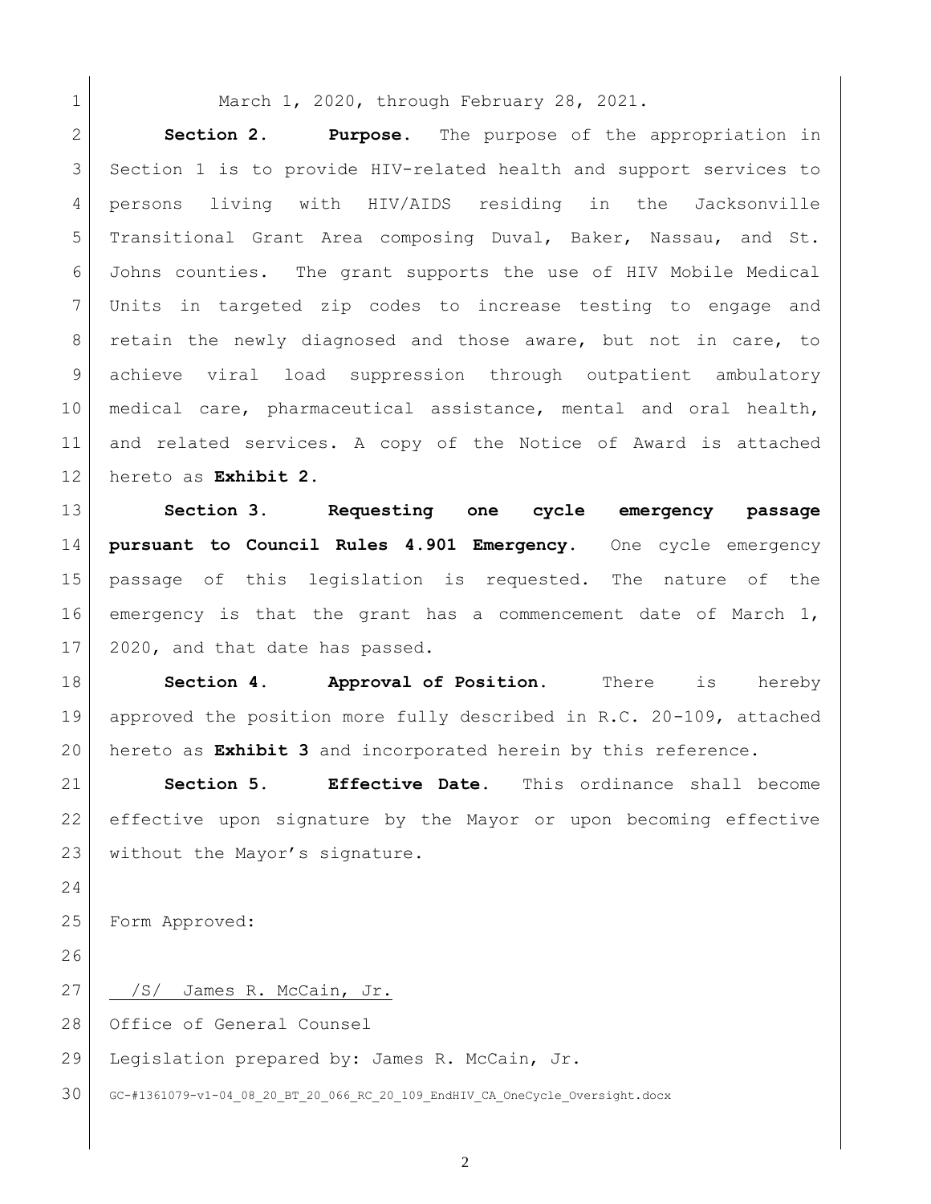March 1, 2020, through February 28, 2021.

**Section 2. Purpose.** The purpose of the appropriation in Section 1 is to provide HIV-related health and support services to persons living with HIV/AIDS residing in the Jacksonville Transitional Grant Area composing Duval, Baker, Nassau, and St. Johns counties. The grant supports the use of HIV Mobile Medical Units in targeted zip codes to increase testing to engage and retain the newly diagnosed and those aware, but not in care, to achieve viral load suppression through outpatient ambulatory medical care, pharmaceutical assistance, mental and oral health, and related services. A copy of the Notice of Award is attached hereto as **Exhibit 2**.

**Section 3. Requesting one cycle emergency passage pursuant to Council Rules 4.901 Emergency.** One cycle emergency passage of this legislation is requested. The nature of the emergency is that the grant has a commencement date of March 1, 2020, and that date has passed.

**Section 4. Approval of Position.** There is hereby approved the position more fully described in R.C. 20-109, attached hereto as **Exhibit 3** and incorporated herein by this reference.

**Section 5. Effective Date.** This ordinance shall become effective upon signature by the Mayor or upon becoming effective without the Mayor's signature.

Form Approved:

/S/ James R. McCain, Jr.

Office of General Counsel

Legislation prepared by: James R. McCain, Jr.

GC-#1361079-v1-04_08_20_BT_20_066_RC_20_109_EndHIV_CA_OneCycle_Oversight.docx